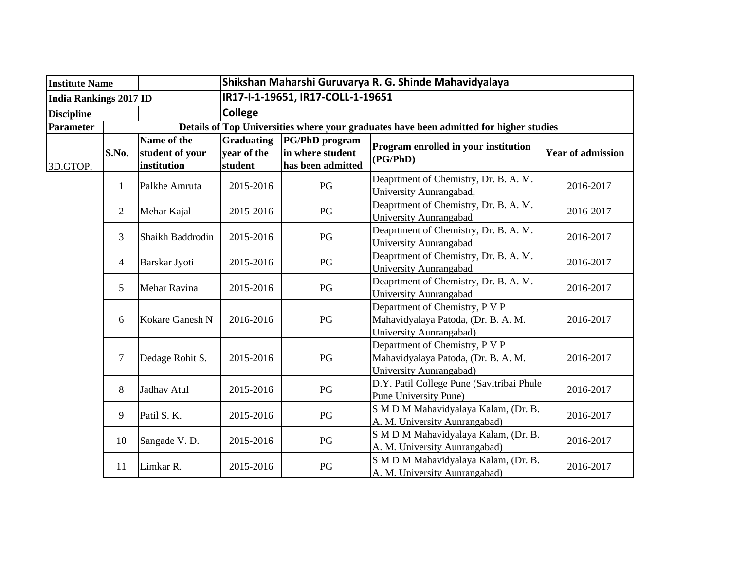| Institute Name | | | Shikshan Maharshi Guruvarya R. G. Shinde Mahavidyalaya | | | |
|---|---|---|---|---|---|---|
| India Rankings 2017 ID | | | IR17-I-1-19651, IR17-COLL-1-19651 | | | |
| Discipline | | | College | | | |
| Parameter | Details of Top Universities where your graduates have been admitted for higher studies | | | | | |
| 3D.GTOP, | S.No. | Name of the student of your institution | Graduating year of the student | PG/PhD program in where student has been admitted | Program enrolled in your institution (PG/PhD) | Year of admission |
| | 1 | Palkhe Amruta | 2015-2016 | PG | Deaprtment of Chemistry, Dr. B. A. M. University Aunrangabad, | 2016-2017 |
| | 2 | Mehar Kajal | 2015-2016 | PG | Deaprtment of Chemistry, Dr. B. A. M. University Aunrangabad | 2016-2017 |
| | 3 | Shaikh Baddrodin | 2015-2016 | PG | Deaprtment of Chemistry, Dr. B. A. M. University Aunrangabad | 2016-2017 |
| | 4 | Barskar Jyoti | 2015-2016 | PG | Deaprtment of Chemistry, Dr. B. A. M. University Aunrangabad | 2016-2017 |
| | 5 | Mehar Ravina | 2015-2016 | PG | Deaprtment of Chemistry, Dr. B. A. M. University Aunrangabad | 2016-2017 |
| | 6 | Kokare Ganesh N | 2016-2016 | PG | Department of Chemistry, P V P Mahavidyalaya Patoda, (Dr. B. A. M. University Aunrangabad) | 2016-2017 |
| | 7 | Dedage Rohit S. | 2015-2016 | PG | Department of Chemistry, P V P Mahavidyalaya Patoda, (Dr. B. A. M. University Aunrangabad) | 2016-2017 |
| | 8 | Jadhav Atul | 2015-2016 | PG | D.Y. Patil College Pune (Savitribai Phule Pune University Pune) | 2016-2017 |
| | 9 | Patil S. K. | 2015-2016 | PG | S M D M Mahavidyalaya Kalam, (Dr. B. A. M. University Aunrangabad) | 2016-2017 |
| | 10 | Sangade V. D. | 2015-2016 | PG | S M D M Mahavidyalaya Kalam, (Dr. B. A. M. University Aunrangabad) | 2016-2017 |
| | 11 | Limkar R. | 2015-2016 | PG | S M D M Mahavidyalaya Kalam, (Dr. B. A. M. University Aunrangabad) | 2016-2017 |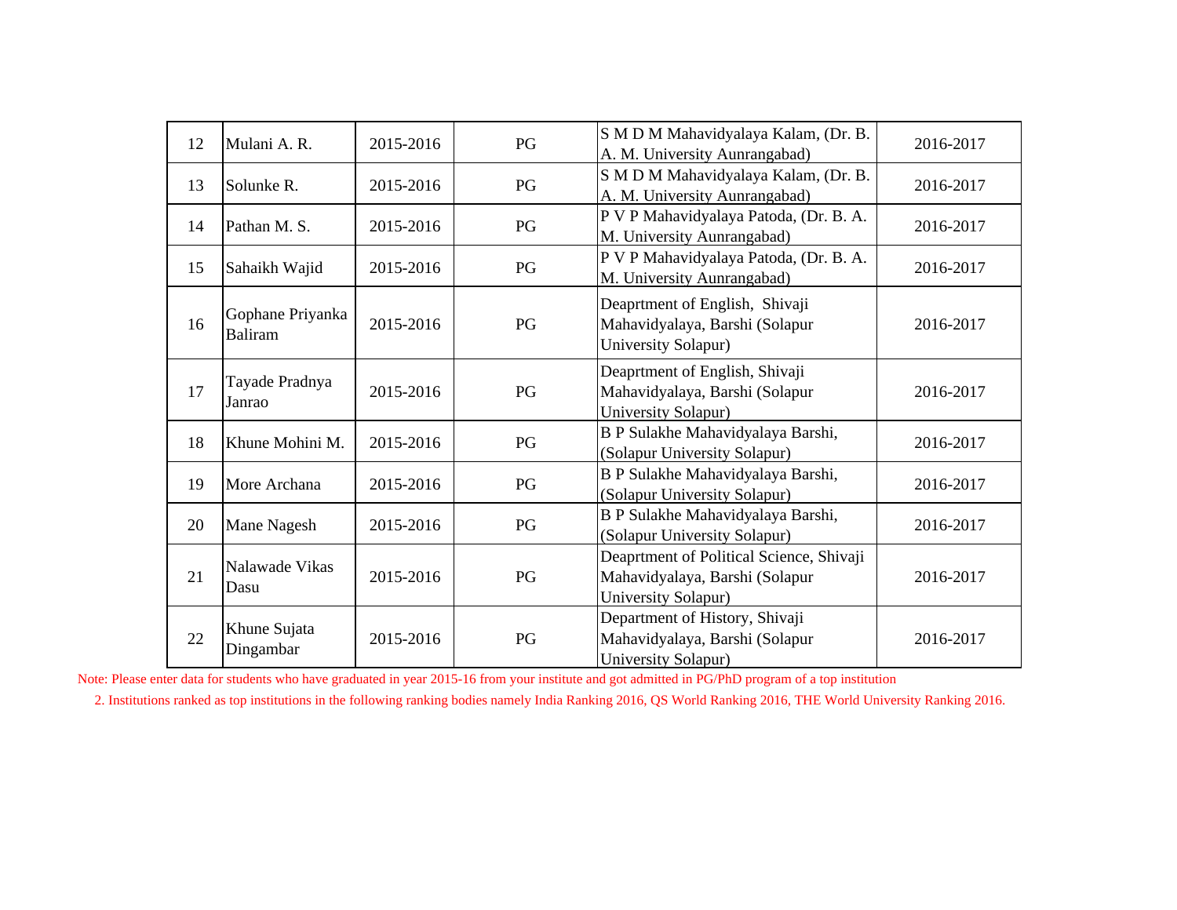| | | | | | |
|---|---|---|---|---|---|
| 12 | Mulani A. R. | 2015-2016 | PG | S M D M Mahavidyalaya Kalam, (Dr. B. A. M. University Aunrangabad) | 2016-2017 |
| 13 | Solunke R. | 2015-2016 | PG | S M D M Mahavidyalaya Kalam, (Dr. B. A. M. University Aunrangabad) | 2016-2017 |
| 14 | Pathan M. S. | 2015-2016 | PG | P V P Mahavidyalaya Patoda, (Dr. B. A. M. University Aunrangabad) | 2016-2017 |
| 15 | Sahaikh Wajid | 2015-2016 | PG | P V P Mahavidyalaya Patoda, (Dr. B. A. M. University Aunrangabad) | 2016-2017 |
| 16 | Gophane Priyanka Baliram | 2015-2016 | PG | Deaprtment of English, Shivaji Mahavidyalaya, Barshi (Solapur University Solapur) | 2016-2017 |
| 17 | Tayade Pradnya Janrao | 2015-2016 | PG | Deaprtment of English, Shivaji Mahavidyalaya, Barshi (Solapur University Solapur) | 2016-2017 |
| 18 | Khune Mohini M. | 2015-2016 | PG | B P Sulakhe Mahavidyalaya Barshi, (Solapur University Solapur) | 2016-2017 |
| 19 | More Archana | 2015-2016 | PG | B P Sulakhe Mahavidyalaya Barshi, (Solapur University Solapur) | 2016-2017 |
| 20 | Mane Nagesh | 2015-2016 | PG | B P Sulakhe Mahavidyalaya Barshi, (Solapur University Solapur) | 2016-2017 |
| 21 | Nalawade Vikas Dasu | 2015-2016 | PG | Deaprtment of Political Science, Shivaji Mahavidyalaya, Barshi (Solapur University Solapur) | 2016-2017 |
| 22 | Khune Sujata Dingambar | 2015-2016 | PG | Department of History, Shivaji Mahavidyalaya, Barshi (Solapur University Solapur) | 2016-2017 |

Note: Please enter data for students who have graduated in year 2015-16 from your institute and got admitted in PG/PhD program of a top institution

2. Institutions ranked as top institutions in the following ranking bodies namely India Ranking 2016, QS World Ranking 2016, THE World University Ranking 2016.